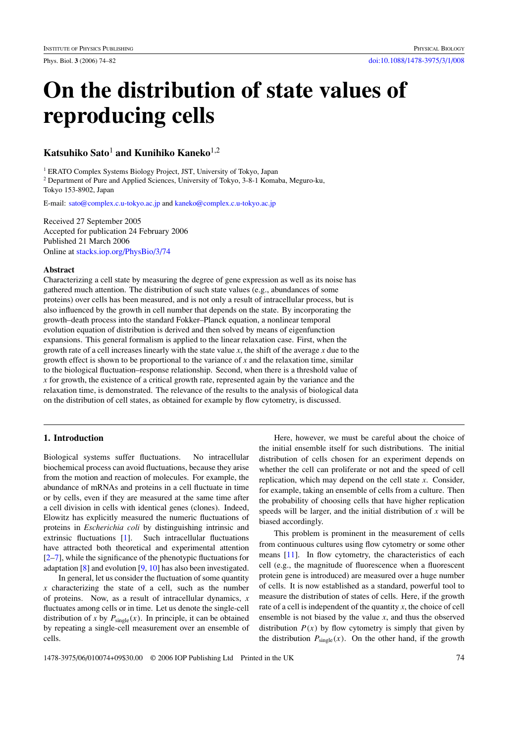# On the distribution of state values of reproducing cells

**Katsuhiko Sato**[1] **and Kunihiko Kaneko**[1,2]

[1] ERATO Complex Systems Biology Project, JST, University of Tokyo, Japan
[2] Department of Pure and Applied Sciences, University of Tokyo, 3-8-1 Komaba, Meguro-ku, Tokyo 153-8902, Japan

E-mail: sato@complex.c.u-tokyo.ac.jp and kaneko@complex.c.u-tokyo.ac.jp

Received 27 September 2005
Accepted for publication 24 February 2006
Published 21 March 2006
Online at stacks.iop.org/PhysBio/3/74

### Abstract

Characterizing a cell state by measuring the degree of gene expression as well as its noise has gathered much attention. The distribution of such state values (e.g., abundances of some proteins) over cells has been measured, and is not only a result of intracellular process, but is also influenced by the growth in cell number that depends on the state. By incorporating the growth–death process into the standard Fokker–Planck equation, a nonlinear temporal evolution equation of distribution is derived and then solved by means of eigenfunction expansions. This general formalism is applied to the linear relaxation case. First, when the growth rate of a cell increases linearly with the state value $x$, the shift of the average $x$ due to the growth effect is shown to be proportional to the variance of $x$ and the relaxation time, similar to the biological fluctuation–response relationship. Second, when there is a threshold value of $x$ for growth, the existence of a critical growth rate, represented again by the variance and the relaxation time, is demonstrated. The relevance of the results to the analysis of biological data on the distribution of cell states, as obtained for example by flow cytometry, is discussed.

## 1. Introduction

Biological systems suffer fluctuations. No intracellular biochemical process can avoid fluctuations, because they arise from the motion and reaction of molecules. For example, the abundance of mRNAs and proteins in a cell fluctuate in time or by cells, even if they are measured at the same time after a cell division in cells with identical genes (clones). Indeed, Elowitz has explicitly measured the numeric fluctuations of proteins in *Escherichia coli* by distinguishing intrinsic and extrinsic fluctuations [1]. Such intracellular fluctuations have attracted both theoretical and experimental attention [2–7], while the significance of the phenotypic fluctuations for adaptation [8] and evolution [9, 10] has also been investigated.

In general, let us consider the fluctuation of some quantity $x$ characterizing the state of a cell, such as the number of proteins. Now, as a result of intracellular dynamics, $x$ fluctuates among cells or in time. Let us denote the single-cell distribution of $x$ by $P_{\text{single}}(x)$. In principle, it can be obtained by repeating a single-cell measurement over an ensemble of cells.

Here, however, we must be careful about the choice of the initial ensemble itself for such distributions. The initial distribution of cells chosen for an experiment depends on whether the cell can proliferate or not and the speed of cell replication, which may depend on the cell state $x$. Consider, for example, taking an ensemble of cells from a culture. Then the probability of choosing cells that have higher replication speeds will be larger, and the initial distribution of $x$ will be biased accordingly.

This problem is prominent in the measurement of cells from continuous cultures using flow cytometry or some other means [11]. In flow cytometry, the characteristics of each cell (e.g., the magnitude of fluorescence when a fluorescent protein gene is introduced) are measured over a huge number of cells. It is now established as a standard, powerful tool to measure the distribution of states of cells. Here, if the growth rate of a cell is independent of the quantity $x$, the choice of cell ensemble is not biased by the value $x$, and thus the observed distribution $P(x)$ by flow cytometry is simply that given by the distribution $P_{\text{single}}(x)$. On the other hand, if the growth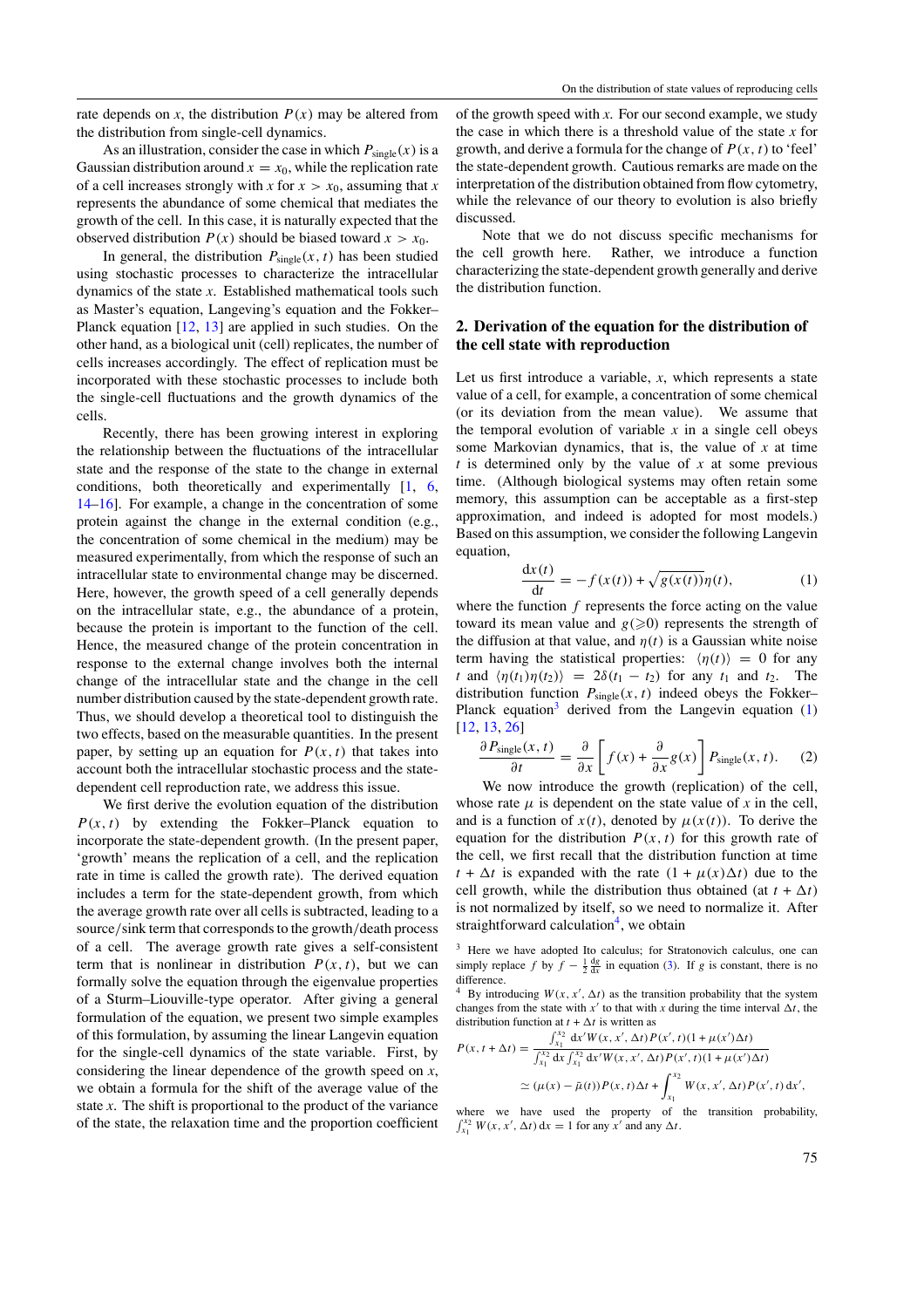rate depends on $x$, the distribution $P(x)$ may be altered from the distribution from single-cell dynamics.

As an illustration, consider the case in which $P_{\mathrm{single}}(x)$ is a Gaussian distribution around $x = x_0$, while the replication rate of a cell increases strongly with $x$ for $x > x_0$, assuming that $x$ represents the abundance of some chemical that mediates the growth of the cell. In this case, it is naturally expected that the observed distribution $P(x)$ should be biased toward $x > x_0$.

In general, the distribution $P_{\mathrm{single}}(x, t)$ has been studied using stochastic processes to characterize the intracellular dynamics of the state $x$. Established mathematical tools such as Master's equation, Langeving's equation and the Fokker–Planck equation [12, 13] are applied in such studies. On the other hand, as a biological unit (cell) replicates, the number of cells increases accordingly. The effect of replication must be incorporated with these stochastic processes to include both the single-cell fluctuations and the growth dynamics of the cells.

Recently, there has been growing interest in exploring the relationship between the fluctuations of the intracellular state and the response of the state to the change in external conditions, both theoretically and experimentally [1, 6, 14–16]. For example, a change in the concentration of some protein against the change in the external condition (e.g., the concentration of some chemical in the medium) may be measured experimentally, from which the response of such an intracellular state to environmental change may be discerned. Here, however, the growth speed of a cell generally depends on the intracellular state, e.g., the abundance of a protein, because the protein is important to the function of the cell. Hence, the measured change of the protein concentration in response to the external change involves both the internal change of the intracellular state and the change in the cell number distribution caused by the state-dependent growth rate. Thus, we should develop a theoretical tool to distinguish the two effects, based on the measurable quantities. In the present paper, by setting up an equation for $P(x, t)$ that takes into account both the intracellular stochastic process and the state-dependent cell reproduction rate, we address this issue.

We first derive the evolution equation of the distribution $P(x, t)$ by extending the Fokker–Planck equation to incorporate the state-dependent growth. (In the present paper, 'growth' means the replication of a cell, and the replication rate in time is called the growth rate). The derived equation includes a term for the state-dependent growth, from which the average growth rate over all cells is subtracted, leading to a source/sink term that corresponds to the growth/death process of a cell. The average growth rate gives a self-consistent term that is nonlinear in distribution $P(x, t)$, but we can formally solve the equation through the eigenvalue properties of a Sturm–Liouville-type operator. After giving a general formulation of the equation, we present two simple examples of this formulation, by assuming the linear Langevin equation for the single-cell dynamics of the state variable. First, by considering the linear dependence of the growth speed on $x$, we obtain a formula for the shift of the average value of the state $x$. The shift is proportional to the product of the variance of the state, the relaxation time and the proportion coefficient of the growth speed with $x$. For our second example, we study the case in which there is a threshold value of the state $x$ for growth, and derive a formula for the change of $P(x, t)$ to 'feel' the state-dependent growth. Cautious remarks are made on the interpretation of the distribution obtained from flow cytometry, while the relevance of our theory to evolution is also briefly discussed.

Note that we do not discuss specific mechanisms for the cell growth here. Rather, we introduce a function characterizing the state-dependent growth generally and derive the distribution function.

## 2. Derivation of the equation for the distribution of the cell state with reproduction

Let us first introduce a variable, $x$, which represents a state value of a cell, for example, a concentration of some chemical (or its deviation from the mean value). We assume that the temporal evolution of variable $x$ in a single cell obeys some Markovian dynamics, that is, the value of $x$ at time $t$ is determined only by the value of $x$ at some previous time. (Although biological systems may often retain some memory, this assumption can be acceptable as a first-step approximation, and indeed is adopted for most models.) Based on this assumption, we consider the following Langevin equation,

$$\frac{\mathrm{d}x(t)}{\mathrm{d}t} = -f(x(t)) + \sqrt{g(x(t))}\,\eta(t), \tag{1}$$

where the function $f$ represents the force acting on the value toward its mean value and $g(\geqslant 0)$ represents the strength of the diffusion at that value, and $\eta(t)$ is a Gaussian white noise term having the statistical properties: $\langle \eta(t) \rangle = 0$ for any $t$ and $\langle \eta(t_1)\eta(t_2) \rangle = 2\delta(t_1 - t_2)$ for any $t_1$ and $t_2$. The distribution function $P_{\mathrm{single}}(x, t)$ indeed obeys the Fokker–Planck equation[3] derived from the Langevin equation (1) [12, 13, 26]

$$\frac{\partial P_{\mathrm{single}}(x, t)}{\partial t} = \frac{\partial}{\partial x}\left[ f(x) + \frac{\partial}{\partial x} g(x) \right] P_{\mathrm{single}}(x, t). \tag{2}$$

We now introduce the growth (replication) of the cell, whose rate $\mu$ is dependent on the state value of $x$ in the cell, and is a function of $x(t)$, denoted by $\mu(x(t))$. To derive the equation for the distribution $P(x, t)$ for this growth rate of the cell, we first recall that the distribution function at time $t + \Delta t$ is expanded with the rate $(1 + \mu(x)\Delta t)$ due to the cell growth, while the distribution thus obtained (at $t + \Delta t$) is not normalized by itself, so we need to normalize it. After straightforward calculation[4], we obtain

[3] Here we have adopted Ito calculus; for Stratonovich calculus, one can simply replace $f$ by $f - \frac{1}{2}\frac{\mathrm{d}g}{\mathrm{d}x}$ in equation (3). If $g$ is constant, there is no difference.

[4] By introducing $W(x, x', \Delta t)$ as the transition probability that the system changes from the state with $x'$ to that with $x$ during the time interval $\Delta t$, the distribution function at $t + \Delta t$ is written as

$$P(x, t + \Delta t) = \frac{\int_{x_1}^{x_2} \mathrm{d}x' W(x, x', \Delta t) P(x', t)(1 + \mu(x')\Delta t)}{\int_{x_1}^{x_2} \mathrm{d}x \int_{x_1}^{x_2} \mathrm{d}x' W(x, x', \Delta t) P(x', t)(1 + \mu(x')\Delta t)}$$

$$\simeq (\mu(x) - \bar{\mu}(t)) P(x, t)\Delta t + \int_{x_1}^{x_2} W(x, x', \Delta t) P(x', t)\,\mathrm{d}x',$$

where we have used the property of the transition probability, $\int_{x_1}^{x_2} W(x, x', \Delta t)\,\mathrm{d}x = 1$ for any $x'$ and any $\Delta t$.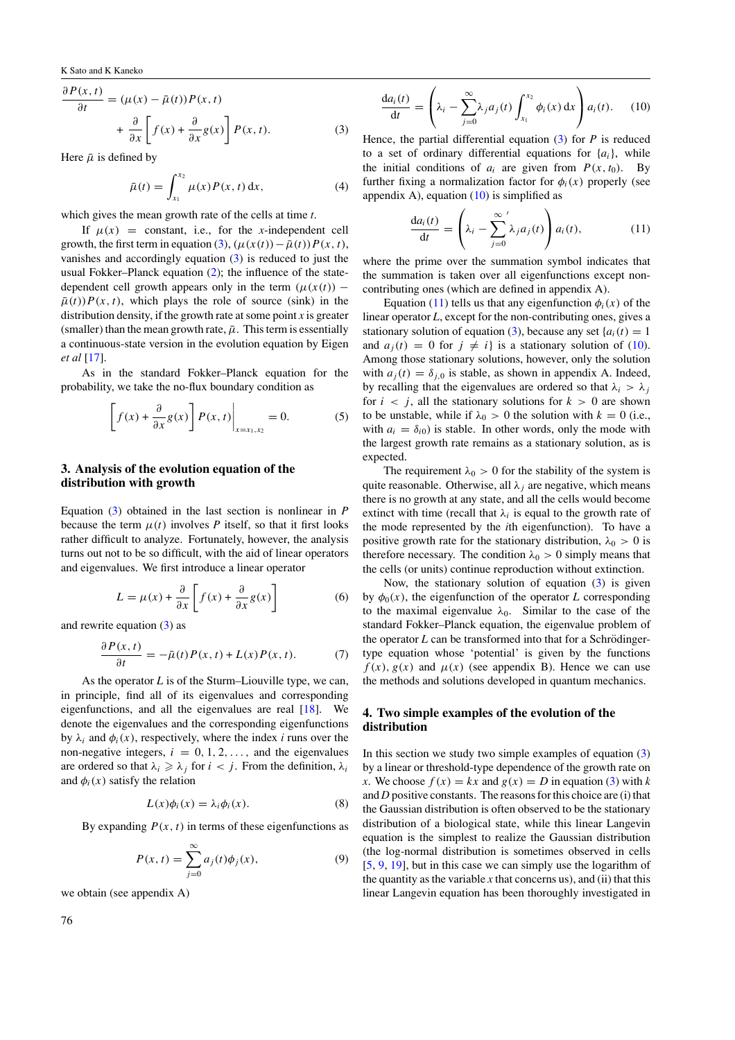$$\frac{\partial P(x,t)}{\partial t} = (\mu(x) - \bar{\mu}(t))P(x,t) + \frac{\partial}{\partial x}\left[ f(x) + \frac{\partial}{\partial x} g(x) \right] P(x,t). \tag{3}$$

Here $\bar{\mu}$ is defined by

$$\bar{\mu}(t) = \int_{x_1}^{x_2} \mu(x) P(x,t)\, \mathrm{d}x, \tag{4}$$

which gives the mean growth rate of the cells at time $t$.

If $\mu(x)$ = constant, i.e., for the $x$-independent cell growth, the first term in equation (3), $(\mu(x(t)) - \bar{\mu}(t))P(x,t)$, vanishes and accordingly equation (3) is reduced to just the usual Fokker–Planck equation (2); the influence of the state-dependent cell growth appears only in the term $(\mu(x(t)) - \bar{\mu}(t))P(x,t)$, which plays the role of source (sink) in the distribution density, if the growth rate at some point $x$ is greater (smaller) than the mean growth rate, $\bar{\mu}$. This term is essentially a continuous-state version in the evolution equation by Eigen *et al* [17].

As in the standard Fokker–Planck equation for the probability, we take the no-flux boundary condition as

$$\left[ f(x) + \frac{\partial}{\partial x} g(x) \right] P(x,t) \Big|_{x=x_1,x_2} = 0. \tag{5}$$

## 3. Analysis of the evolution equation of the distribution with growth

Equation (3) obtained in the last section is nonlinear in $P$ because the term $\mu(t)$ involves $P$ itself, so that it first looks rather difficult to analyze. Fortunately, however, the analysis turns out not to be so difficult, with the aid of linear operators and eigenvalues. We first introduce a linear operator

$$L = \mu(x) + \frac{\partial}{\partial x}\left[ f(x) + \frac{\partial}{\partial x} g(x) \right] \tag{6}$$

and rewrite equation (3) as

$$\frac{\partial P(x,t)}{\partial t} = -\bar{\mu}(t) P(x,t) + L(x) P(x,t). \tag{7}$$

As the operator $L$ is of the Sturm–Liouville type, we can, in principle, find all of its eigenvalues and corresponding eigenfunctions, and all the eigenvalues are real [18]. We denote the eigenvalues and the corresponding eigenfunctions by $\lambda_i$ and $\phi_i(x)$, respectively, where the index $i$ runs over the non-negative integers, $i = 0, 1, 2, \ldots$, and the eigenvalues are ordered so that $\lambda_i \geqslant \lambda_j$ for $i < j$. From the definition, $\lambda_i$ and $\phi_i(x)$ satisfy the relation

$$L(x)\phi_i(x) = \lambda_i \phi_i(x). \tag{8}$$

By expanding $P(x,t)$ in terms of these eigenfunctions as

$$P(x,t) = \sum_{j=0}^{\infty} a_j(t) \phi_j(x), \tag{9}$$

we obtain (see appendix A)

$$\frac{\mathrm{d}a_i(t)}{\mathrm{d}t} = \left( \lambda_i - \sum_{j=0}^{\infty} \lambda_j a_j(t) \int_{x_1}^{x_2} \phi_i(x)\, \mathrm{d}x \right) a_i(t). \tag{10}$$

Hence, the partial differential equation (3) for $P$ is reduced to a set of ordinary differential equations for $\{a_i\}$, while the initial conditions of $a_i$ are given from $P(x, t_0)$. By further fixing a normalization factor for $\phi_i(x)$ properly (see appendix A), equation (10) is simplified as

$$\frac{\mathrm{d}a_i(t)}{\mathrm{d}t} = \left( \lambda_i - \sum_{j=0}^{\infty}{}' \lambda_j a_j(t) \right) a_i(t), \tag{11}$$

where the prime over the summation symbol indicates that the summation is taken over all eigenfunctions except non-contributing ones (which are defined in appendix A).

Equation (11) tells us that any eigenfunction $\phi_i(x)$ of the linear operator $L$, except for the non-contributing ones, gives a stationary solution of equation (3), because any set $\{a_i(t) = 1$ and $a_j(t) = 0$ for $j \neq i\}$ is a stationary solution of (10). Among those stationary solutions, however, only the solution with $a_j(t) = \delta_{j,0}$ is stable, as shown in appendix A. Indeed, by recalling that the eigenvalues are ordered so that $\lambda_i > \lambda_j$ for $i < j$, all the stationary solutions for $k > 0$ are shown to be unstable, while if $\lambda_0 > 0$ the solution with $k = 0$ (i.e., with $a_i = \delta_{i0}$) is stable. In other words, only the mode with the largest growth rate remains as a stationary solution, as is expected.

The requirement $\lambda_0 > 0$ for the stability of the system is quite reasonable. Otherwise, all $\lambda_j$ are negative, which means there is no growth at any state, and all the cells would become extinct with time (recall that $\lambda_i$ is equal to the growth rate of the mode represented by the $i$th eigenfunction). To have a positive growth rate for the stationary distribution, $\lambda_0 > 0$ is therefore necessary. The condition $\lambda_0 > 0$ simply means that the cells (or units) continue reproduction without extinction.

Now, the stationary solution of equation (3) is given by $\phi_0(x)$, the eigenfunction of the operator $L$ corresponding to the maximal eigenvalue $\lambda_0$. Similar to the case of the standard Fokker–Planck equation, the eigenvalue problem of the operator $L$ can be transformed into that for a Schrödinger-type equation whose 'potential' is given by the functions $f(x)$, $g(x)$ and $\mu(x)$ (see appendix B). Hence we can use the methods and solutions developed in quantum mechanics.

## 4. Two simple examples of the evolution of the distribution

In this section we study two simple examples of equation (3) by a linear or threshold-type dependence of the growth rate on $x$. We choose $f(x) = kx$ and $g(x) = D$ in equation (3) with $k$ and $D$ positive constants. The reasons for this choice are (i) that the Gaussian distribution is often observed to be the stationary distribution of a biological state, while this linear Langevin equation is the simplest to realize the Gaussian distribution (the log-normal distribution is sometimes observed in cells [5, 9, 19], but in this case we can simply use the logarithm of the quantity as the variable $x$ that concerns us), and (ii) that this linear Langevin equation has been thoroughly investigated in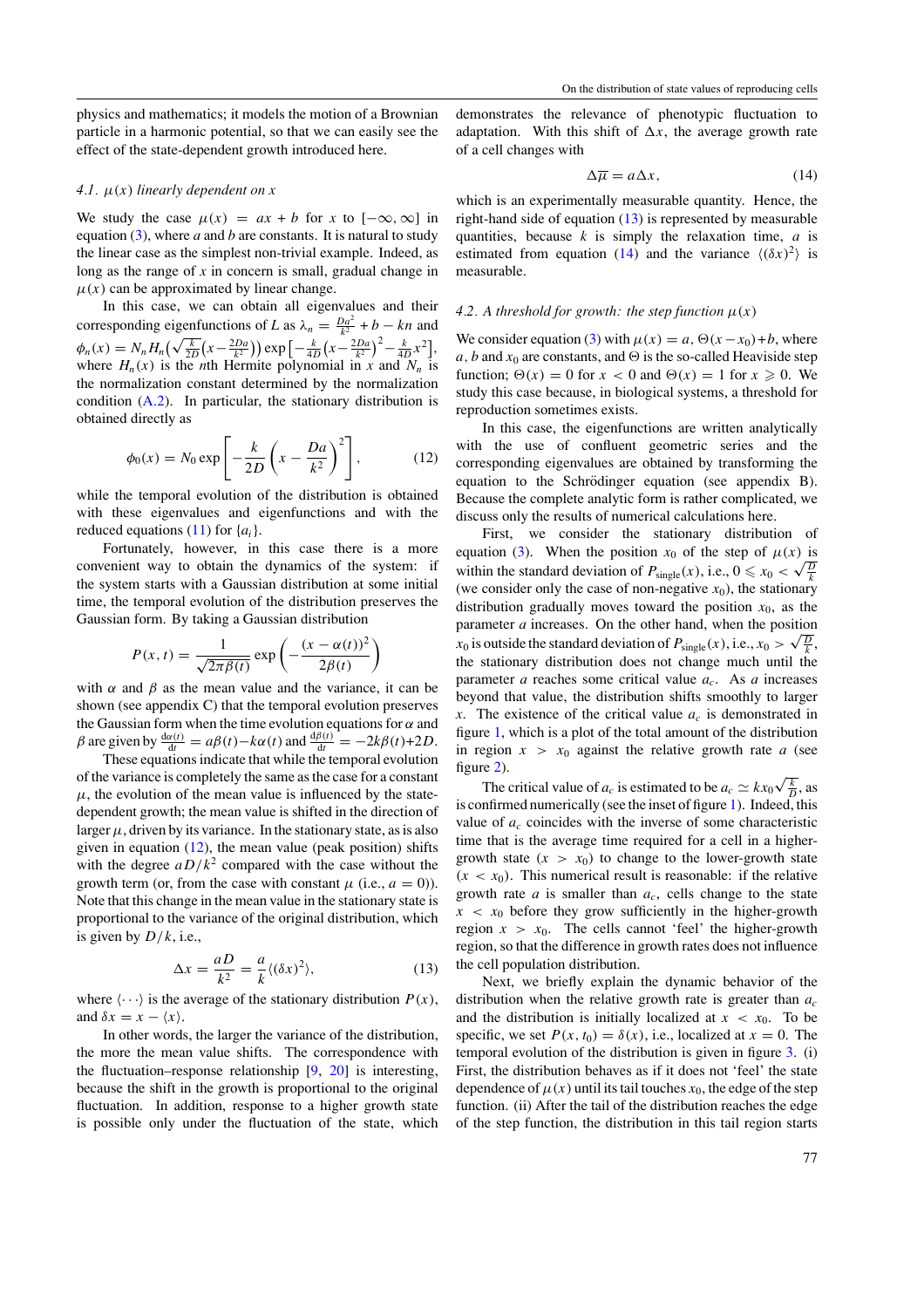physics and mathematics; it models the motion of a Brownian particle in a harmonic potential, so that we can easily see the effect of the state-dependent growth introduced here.

### 4.1. $\mu(x)$ linearly dependent on $x$

We study the case $\mu(x) = ax + b$ for $x$ to $[-\infty, \infty]$ in equation (3), where $a$ and $b$ are constants. It is natural to study the linear case as the simplest non-trivial example. Indeed, as long as the range of $x$ in concern is small, gradual change in $\mu(x)$ can be approximated by linear change.

In this case, we can obtain all eigenvalues and their corresponding eigenfunctions of $L$ as $\lambda_n = \frac{Da^2}{k^2} + b - kn$ and $\phi_n(x) = N_n H_n\left(\sqrt{\frac{k}{2D}}\left(x - \frac{2Da}{k^2}\right)\right) \exp\left[-\frac{k}{4D}\left(x - \frac{2Da}{k^2}\right)^2 - \frac{k}{4D}x^2\right]$, where $H_n(x)$ is the $n$th Hermite polynomial in $x$ and $N_n$ is the normalization constant determined by the normalization condition (A.2). In particular, the stationary distribution is obtained directly as

$$\phi_0(x) = N_0 \exp\left[-\frac{k}{2D}\left(x - \frac{Da}{k^2}\right)^2\right], \tag{12}$$

while the temporal evolution of the distribution is obtained with these eigenvalues and eigenfunctions and with the reduced equations (11) for $\{a_i\}$.

Fortunately, however, in this case there is a more convenient way to obtain the dynamics of the system: if the system starts with a Gaussian distribution at some initial time, the temporal evolution of the distribution preserves the Gaussian form. By taking a Gaussian distribution

$$P(x, t) = \frac{1}{\sqrt{2\pi\beta(t)}} \exp\left(-\frac{(x - \alpha(t))^2}{2\beta(t)}\right)$$

with $\alpha$ and $\beta$ as the mean value and the variance, it can be shown (see appendix C) that the temporal evolution preserves the Gaussian form when the time evolution equations for $\alpha$ and $\beta$ are given by $\frac{d\alpha(t)}{dt} = a\beta(t) - k\alpha(t)$ and $\frac{d\beta(t)}{dt} = -2k\beta(t) + 2D$.

These equations indicate that while the temporal evolution of the variance is completely the same as the case for a constant $\mu$, the evolution of the mean value is influenced by the state-dependent growth; the mean value is shifted in the direction of larger $\mu$, driven by its variance. In the stationary state, as is also given in equation (12), the mean value (peak position) shifts with the degree $aD/k^2$ compared with the case without the growth term (or, from the case with constant $\mu$ (i.e., $a = 0$)). Note that this change in the mean value in the stationary state is proportional to the variance of the original distribution, which is given by $D/k$, i.e.,

$$\Delta x = \frac{aD}{k^2} = \frac{a}{k}\langle(\delta x)^2\rangle, \tag{13}$$

where $\langle\cdots\rangle$ is the average of the stationary distribution $P(x)$, and $\delta x = x - \langle x \rangle$.

In other words, the larger the variance of the distribution, the more the mean value shifts. The correspondence with the fluctuation–response relationship [9, 20] is interesting, because the shift in the growth is proportional to the original fluctuation. In addition, response to a higher growth state is possible only under the fluctuation of the state, which demonstrates the relevance of phenotypic fluctuation to adaptation. With this shift of $\Delta x$, the average growth rate of a cell changes with

$$\Delta\overline{\mu} = a\Delta x, \tag{14}$$

which is an experimentally measurable quantity. Hence, the right-hand side of equation (13) is represented by measurable quantities, because $k$ is simply the relaxation time, $a$ is estimated from equation (14) and the variance $\langle(\delta x)^2\rangle$ is measurable.

### 4.2. A threshold for growth: the step function $\mu(x)$

We consider equation (3) with $\mu(x) = a, \Theta(x - x_0) + b$, where $a$, $b$ and $x_0$ are constants, and $\Theta$ is the so-called Heaviside step function; $\Theta(x) = 0$ for $x < 0$ and $\Theta(x) = 1$ for $x \geqslant 0$. We study this case because, in biological systems, a threshold for reproduction sometimes exists.

In this case, the eigenfunctions are written analytically with the use of confluent geometric series and the corresponding eigenvalues are obtained by transforming the equation to the Schrödinger equation (see appendix B). Because the complete analytic form is rather complicated, we discuss only the results of numerical calculations here.

First, we consider the stationary distribution of equation (3). When the position $x_0$ of the step of $\mu(x)$ is within the standard deviation of $P_{\text{single}}(x)$, i.e., $0 \leqslant x_0 < \sqrt{\frac{D}{k}}$ (we consider only the case of non-negative $x_0$), the stationary distribution gradually moves toward the position $x_0$, as the parameter $a$ increases. On the other hand, when the position $x_0$ is outside the standard deviation of $P_{\text{single}}(x)$, i.e., $x_0 > \sqrt{\frac{D}{k}}$, the stationary distribution does not change much until the parameter $a$ reaches some critical value $a_c$. As $a$ increases beyond that value, the distribution shifts smoothly to larger $x$. The existence of the critical value $a_c$ is demonstrated in figure 1, which is a plot of the total amount of the distribution in region $x > x_0$ against the relative growth rate $a$ (see figure 2).

The critical value of $a_c$ is estimated to be $a_c \simeq kx_0\sqrt{\frac{k}{D}}$, as is confirmed numerically (see the inset of figure 1). Indeed, this value of $a_c$ coincides with the inverse of some characteristic time that is the average time required for a cell in a higher-growth state ($x > x_0$) to change to the lower-growth state ($x < x_0$). This numerical result is reasonable: if the relative growth rate $a$ is smaller than $a_c$, cells change to the state $x < x_0$ before they grow sufficiently in the higher-growth region $x > x_0$. The cells cannot 'feel' the higher-growth region, so that the difference in growth rates does not influence the cell population distribution.

Next, we briefly explain the dynamic behavior of the distribution when the relative growth rate is greater than $a_c$ and the distribution is initially localized at $x < x_0$. To be specific, we set $P(x, t_0) = \delta(x)$, i.e., localized at $x = 0$. The temporal evolution of the distribution is given in figure 3. (i) First, the distribution behaves as if it does not 'feel' the state dependence of $\mu(x)$ until its tail touches $x_0$, the edge of the step function. (ii) After the tail of the distribution reaches the edge of the step function, the distribution in this tail region starts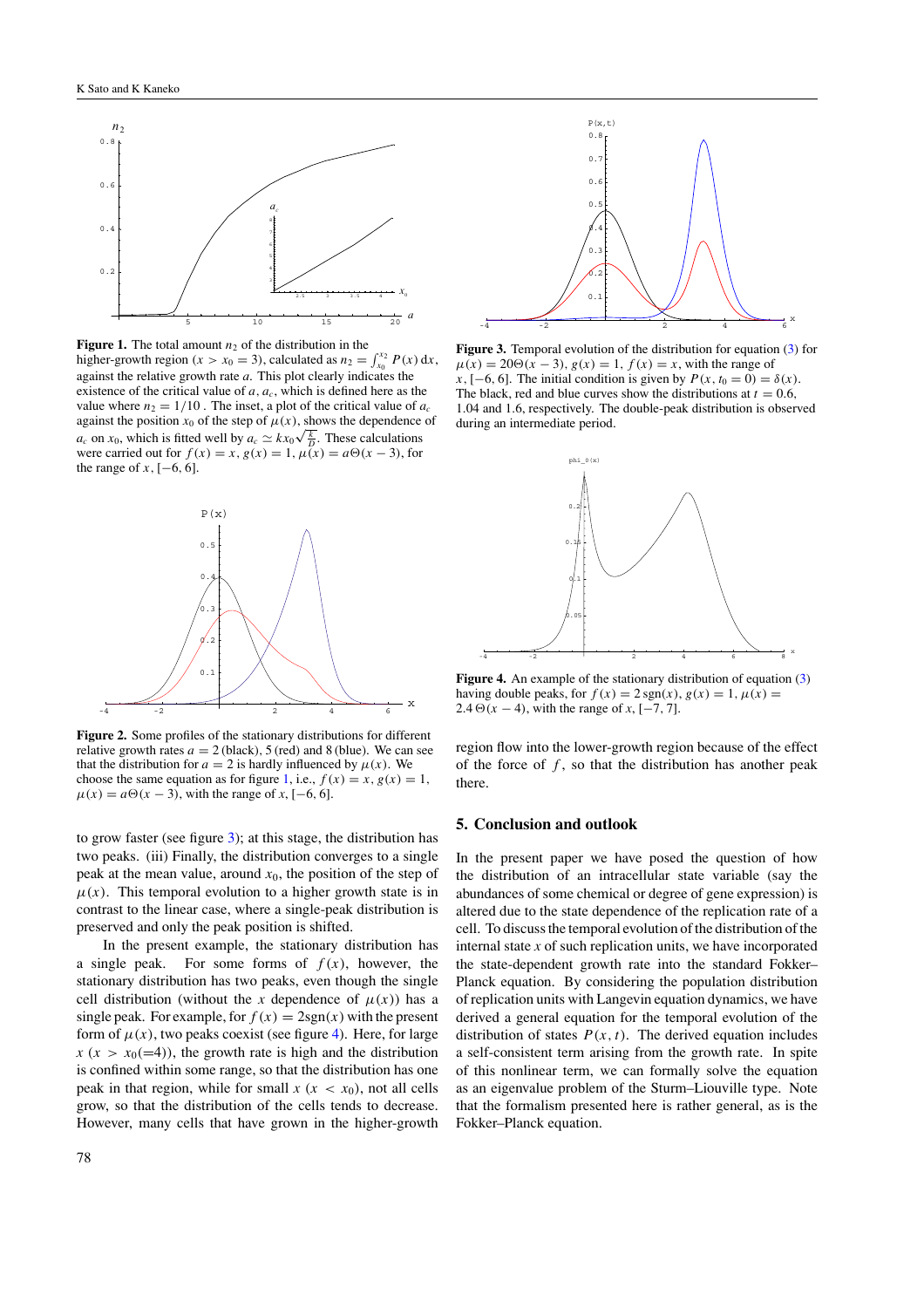**Figure 1.** The total amount $n_2$ of the distribution in the higher-growth region ($x > x_0 = 3$), calculated as $n_2 = \int_{x_0}^{x_2} P(x)\,dx$, against the relative growth rate $a$. This plot clearly indicates the existence of the critical value of $a$, $a_c$, which is defined here as the value where $n_2 = 1/10$ . The inset, a plot of the critical value of $a_c$ against the position $x_0$ of the step of $\mu(x)$, shows the dependence of $a_c$ on $x_0$, which is fitted well by $a_c \simeq k x_0 \sqrt{\frac{k}{D}}$. These calculations were carried out for $f(x) = x$, $g(x) = 1$, $\mu(x) = a\Theta(x - 3)$, for the range of $x$, $[-6, 6]$.

**Figure 2.** Some profiles of the stationary distributions for different relative growth rates $a = 2$ (black), 5 (red) and 8 (blue). We can see that the distribution for $a = 2$ is hardly influenced by $\mu(x)$. We choose the same equation as for figure 1, i.e., $f(x) = x$, $g(x) = 1$, $\mu(x) = a\Theta(x - 3)$, with the range of $x$, $[-6, 6]$.

to grow faster (see figure 3); at this stage, the distribution has two peaks. (iii) Finally, the distribution converges to a single peak at the mean value, around $x_0$, the position of the step of $\mu(x)$. This temporal evolution to a higher growth state is in contrast to the linear case, where a single-peak distribution is preserved and only the peak position is shifted.

In the present example, the stationary distribution has a single peak. For some forms of $f(x)$, however, the stationary distribution has two peaks, even though the single cell distribution (without the $x$ dependence of $\mu(x)$) has a single peak. For example, for $f(x) = 2\mathrm{sgn}(x)$ with the present form of $\mu(x)$, two peaks coexist (see figure 4). Here, for large $x$ ($x > x_0(=4)$), the growth rate is high and the distribution is confined within some range, so that the distribution has one peak in that region, while for small $x$ ($x < x_0$), not all cells grow, so that the distribution of the cells tends to decrease. However, many cells that have grown in the higher-growth region flow into the lower-growth region because of the effect of the force of $f$, so that the distribution has another peak there.

**Figure 3.** Temporal evolution of the distribution for equation (3) for $\mu(x) = 20\Theta(x - 3)$, $g(x) = 1$, $f(x) = x$, with the range of $x$, $[-6, 6]$. The initial condition is given by $P(x, t_0 = 0) = \delta(x)$. The black, red and blue curves show the distributions at $t = 0.6$, 1.04 and 1.6, respectively. The double-peak distribution is observed during an intermediate period.

**Figure 4.** An example of the stationary distribution of equation (3) having double peaks, for $f(x) = 2\,\mathrm{sgn}(x)$, $g(x) = 1$, $\mu(x) = 2.4\,\Theta(x - 4)$, with the range of $x$, $[-7, 7]$.

## 5. Conclusion and outlook

In the present paper we have posed the question of how the distribution of an intracellular state variable (say the abundances of some chemical or degree of gene expression) is altered due to the state dependence of the replication rate of a cell. To discuss the temporal evolution of the distribution of the internal state $x$ of such replication units, we have incorporated the state-dependent growth rate into the standard Fokker–Planck equation. By considering the population distribution of replication units with Langevin equation dynamics, we have derived a general equation for the temporal evolution of the distribution of states $P(x, t)$. The derived equation includes a self-consistent term arising from the growth rate. In spite of this nonlinear term, we can formally solve the equation as an eigenvalue problem of the Sturm–Liouville type. Note that the formalism presented here is rather general, as is the Fokker–Planck equation.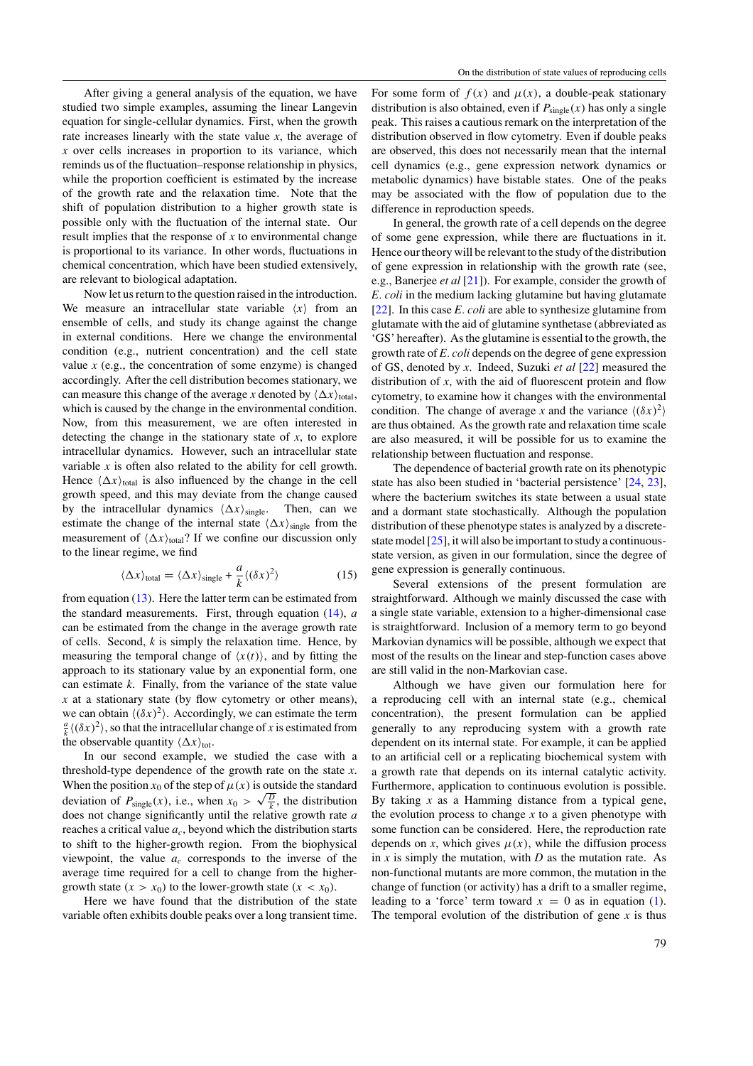After giving a general analysis of the equation, we have studied two simple examples, assuming the linear Langevin equation for single-cellular dynamics. First, when the growth rate increases linearly with the state value $x$, the average of $x$ over cells increases in proportion to its variance, which reminds us of the fluctuation–response relationship in physics, while the proportion coefficient is estimated by the increase of the growth rate and the relaxation time. Note that the shift of population distribution to a higher growth state is possible only with the fluctuation of the internal state. Our result implies that the response of $x$ to environmental change is proportional to its variance. In other words, fluctuations in chemical concentration, which have been studied extensively, are relevant to biological adaptation.

Now let us return to the question raised in the introduction. We measure an intracellular state variable $\langle x \rangle$ from an ensemble of cells, and study its change against the change in external conditions. Here we change the environmental condition (e.g., nutrient concentration) and the cell state value $x$ (e.g., the concentration of some enzyme) is changed accordingly. After the cell distribution becomes stationary, we can measure this change of the average $x$ denoted by $\langle \Delta x \rangle_{\text{total}}$, which is caused by the change in the environmental condition. Now, from this measurement, we are often interested in detecting the change in the stationary state of $x$, to explore intracellular dynamics. However, such an intracellular state variable $x$ is often also related to the ability for cell growth. Hence $\langle \Delta x \rangle_{\text{total}}$ is also influenced by the change in the cell growth speed, and this may deviate from the change caused by the intracellular dynamics $\langle \Delta x \rangle_{\text{single}}$. Then, can we estimate the change of the internal state $\langle \Delta x \rangle_{\text{single}}$ from the measurement of $\langle \Delta x \rangle_{\text{total}}$? If we confine our discussion only to the linear regime, we find

$$\langle \Delta x \rangle_{\text{total}} = \langle \Delta x \rangle_{\text{single}} + \frac{a}{k} \langle (\delta x)^2 \rangle \tag{15}$$

from equation (13). Here the latter term can be estimated from the standard measurements. First, through equation (14), $a$ can be estimated from the change in the average growth rate of cells. Second, $k$ is simply the relaxation time. Hence, by measuring the temporal change of $\langle x(t) \rangle$, and by fitting the approach to its stationary value by an exponential form, one can estimate $k$. Finally, from the variance of the state value $x$ at a stationary state (by flow cytometry or other means), we can obtain $\langle (\delta x)^2 \rangle$. Accordingly, we can estimate the term $\frac{a}{k} \langle (\delta x)^2 \rangle$, so that the intracellular change of $x$ is estimated from the observable quantity $\langle \Delta x \rangle_{\text{tot}}$.

In our second example, we studied the case with a threshold-type dependence of the growth rate on the state $x$. When the position $x_0$ of the step of $\mu(x)$ is outside the standard deviation of $P_{\text{single}}(x)$, i.e., when $x_0 > \sqrt{\frac{D}{k}}$, the distribution does not change significantly until the relative growth rate $a$ reaches a critical value $a_c$, beyond which the distribution starts to shift to the higher-growth region. From the biophysical viewpoint, the value $a_c$ corresponds to the inverse of the average time required for a cell to change from the higher-growth state ($x > x_0$) to the lower-growth state ($x < x_0$).

Here we have found that the distribution of the state variable often exhibits double peaks over a long transient time. For some form of $f(x)$ and $\mu(x)$, a double-peak stationary distribution is also obtained, even if $P_{\text{single}}(x)$ has only a single peak. This raises a cautious remark on the interpretation of the distribution observed in flow cytometry. Even if double peaks are observed, this does not necessarily mean that the internal cell dynamics (e.g., gene expression network dynamics or metabolic dynamics) have bistable states. One of the peaks may be associated with the flow of population due to the difference in reproduction speeds.

In general, the growth rate of a cell depends on the degree of some gene expression, while there are fluctuations in it. Hence our theory will be relevant to the study of the distribution of gene expression in relationship with the growth rate (see, e.g., Banerjee *et al* [21]). For example, consider the growth of *E. coli* in the medium lacking glutamine but having glutamate [22]. In this case *E. coli* are able to synthesize glutamine from glutamate with the aid of glutamine synthetase (abbreviated as 'GS' hereafter). As the glutamine is essential to the growth, the growth rate of *E. coli* depends on the degree of gene expression of GS, denoted by $x$. Indeed, Suzuki *et al* [22] measured the distribution of $x$, with the aid of fluorescent protein and flow cytometry, to examine how it changes with the environmental condition. The change of average $x$ and the variance $\langle (\delta x)^2 \rangle$ are thus obtained. As the growth rate and relaxation time scale are also measured, it will be possible for us to examine the relationship between fluctuation and response.

The dependence of bacterial growth rate on its phenotypic state has also been studied in 'bacterial persistence' [24, 23], where the bacterium switches its state between a usual state and a dormant state stochastically. Although the population distribution of these phenotype states is analyzed by a discrete-state model [25], it will also be important to study a continuous-state version, as given in our formulation, since the degree of gene expression is generally continuous.

Several extensions of the present formulation are straightforward. Although we mainly discussed the case with a single state variable, extension to a higher-dimensional case is straightforward. Inclusion of a memory term to go beyond Markovian dynamics will be possible, although we expect that most of the results on the linear and step-function cases above are still valid in the non-Markovian case.

Although we have given our formulation here for a reproducing cell with an internal state (e.g., chemical concentration), the present formulation can be applied generally to any reproducing system with a growth rate dependent on its internal state. For example, it can be applied to an artificial cell or a replicating biochemical system with a growth rate that depends on its internal catalytic activity. Furthermore, application to continuous evolution is possible. By taking $x$ as a Hamming distance from a typical gene, the evolution process to change $x$ to a given phenotype with some function can be considered. Here, the reproduction rate depends on $x$, which gives $\mu(x)$, while the diffusion process in $x$ is simply the mutation, with $D$ as the mutation rate. As non-functional mutants are more common, the mutation in the change of function (or activity) has a drift to a smaller regime, leading to a 'force' term toward $x = 0$ as in equation (1). The temporal evolution of the distribution of gene $x$ is thus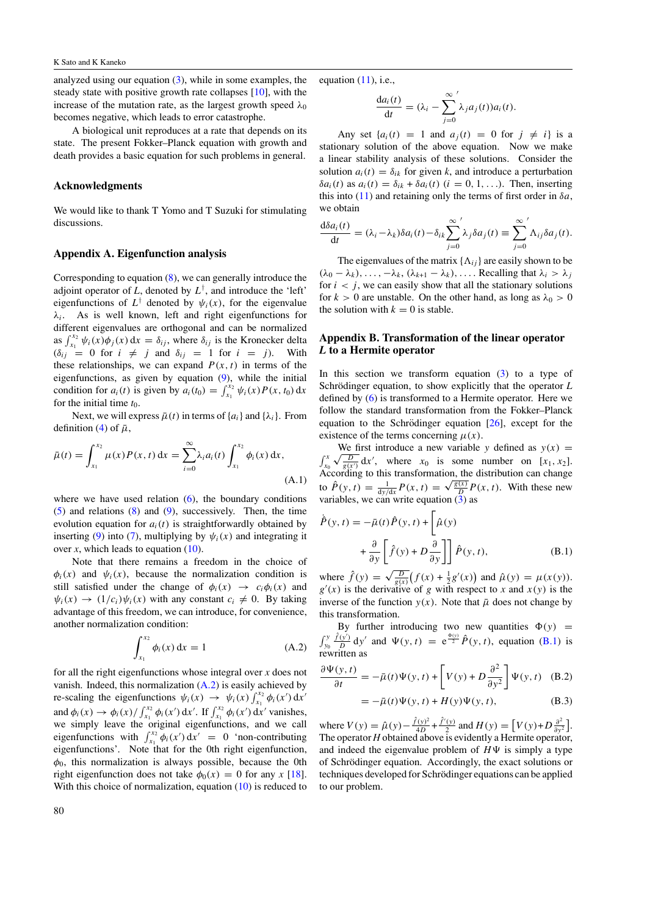analyzed using our equation (3), while in some examples, the steady state with positive growth rate collapses [10], with the increase of the mutation rate, as the largest growth speed $\lambda_0$ becomes negative, which leads to error catastrophe.

A biological unit reproduces at a rate that depends on its state. The present Fokker–Planck equation with growth and death provides a basic equation for such problems in general.

## Acknowledgments

We would like to thank T Yomo and T Suzuki for stimulating discussions.

## Appendix A. Eigenfunction analysis

Corresponding to equation (8), we can generally introduce the adjoint operator of $L$, denoted by $L^\dagger$, and introduce the 'left' eigenfunctions of $L^\dagger$ denoted by $\psi_i(x)$, for the eigenvalue $\lambda_i$. As is well known, left and right eigenfunctions for different eigenvalues are orthogonal and can be normalized as $\int_{x_1}^{x_2} \psi_i(x)\phi_j(x)\,\mathrm{d}x = \delta_{ij}$, where $\delta_{ij}$ is the Kronecker delta ($\delta_{ij} = 0$ for $i \neq j$ and $\delta_{ij} = 1$ for $i = j$). With these relationships, we can expand $P(x,t)$ in terms of the eigenfunctions, as given by equation (9), while the initial condition for $a_i(t)$ is given by $a_i(t_0) = \int_{x_1}^{x_2} \psi_i(x)P(x,t_0)\,\mathrm{d}x$ for the initial time $t_0$.

Next, we will express $\bar{\mu}(t)$ in terms of $\{a_i\}$ and $\{\lambda_i\}$. From definition (4) of $\bar{\mu}$,

$$\bar{\mu}(t) = \int_{x_1}^{x_2} \mu(x)P(x,t)\,\mathrm{d}x = \sum_{i=0}^{\infty} \lambda_i a_i(t) \int_{x_1}^{x_2} \phi_i(x)\,\mathrm{d}x, \tag{A.1}$$

where we have used relation (6), the boundary conditions (5) and relations (8) and (9), successively. Then, the time evolution equation for $a_i(t)$ is straightforwardly obtained by inserting (9) into (7), multiplying by $\psi_i(x)$ and integrating it over $x$, which leads to equation (10).

Note that there remains a freedom in the choice of $\phi_i(x)$ and $\psi_i(x)$, because the normalization condition is still satisfied under the change of $\phi_i(x) \to c_i\phi_i(x)$ and $\psi_i(x) \to (1/c_i)\psi_i(x)$ with any constant $c_i \neq 0$. By taking advantage of this freedom, we can introduce, for convenience, another normalization condition:

$$\int_{x_1}^{x_2} \phi_i(x)\,\mathrm{d}x = 1 \tag{A.2}$$

for all the right eigenfunctions whose integral over $x$ does not vanish. Indeed, this normalization (A.2) is easily achieved by re-scaling the eigenfunctions $\psi_i(x) \to \psi_i(x)\int_{x_1}^{x_2}\phi_i(x')\,\mathrm{d}x'$ and $\phi_i(x) \to \phi_i(x)/\int_{x_1}^{x_2}\phi_i(x')\,\mathrm{d}x'$. If $\int_{x_1}^{x_2}\phi_i(x')\,\mathrm{d}x'$ vanishes, we simply leave the original eigenfunctions, and we call eigenfunctions with $\int_{x_1}^{x_2}\phi_i(x')\,\mathrm{d}x' = 0$ 'non-contributing eigenfunctions'. Note that for the 0th right eigenfunction, $\phi_0$, this normalization is always possible, because the 0th right eigenfunction does not take $\phi_0(x) = 0$ for any $x$ [18]. With this choice of normalization, equation (10) is reduced to equation (11), i.e.,

$$\frac{\mathrm{d}a_i(t)}{\mathrm{d}t} = \Big(\lambda_i - \sum_{j=0}^{\infty}{}' \lambda_j a_j(t)\Big)a_i(t).$$

Any set $\{a_i(t) = 1$ and $a_j(t) = 0$ for $j \neq i\}$ is a stationary solution of the above equation. Now we make a linear stability analysis of these solutions. Consider the solution $a_i(t) = \delta_{ik}$ for given $k$, and introduce a perturbation $\delta a_i(t)$ as $a_i(t) = \delta_{ik} + \delta a_i(t)$ $(i = 0, 1, \ldots)$. Then, inserting this into (11) and retaining only the terms of first order in $\delta a$, we obtain

$$\frac{\mathrm{d}\delta a_i(t)}{\mathrm{d}t} = (\lambda_i - \lambda_k)\delta a_i(t) - \delta_{ik}\sum_{j=0}^{\infty}{}' \lambda_j \delta a_j(t) \equiv \sum_{j=0}^{\infty}{}' \Lambda_{ij}\delta a_j(t).$$

The eigenvalues of the matrix $\{\Lambda_{ij}\}$ are easily shown to be $(\lambda_0 - \lambda_k), \ldots, -\lambda_k, (\lambda_{k+1} - \lambda_k), \ldots$. Recalling that $\lambda_i > \lambda_j$ for $i < j$, we can easily show that all the stationary solutions for $k > 0$ are unstable. On the other hand, as long as $\lambda_0 > 0$ the solution with $k = 0$ is stable.

## Appendix B. Transformation of the linear operator $L$ to a Hermite operator

In this section we transform equation (3) to a type of Schrödinger equation, to show explicitly that the operator $L$ defined by (6) is transformed to a Hermite operator. Here we follow the standard transformation from the Fokker–Planck equation to the Schrödinger equation [26], except for the existence of the terms concerning $\mu(x)$.

We first introduce a new variable $y$ defined as $y(x) = \int_{x_0}^{x}\sqrt{\frac{D}{g(x')}}\,\mathrm{d}x'$, where $x_0$ is some number on $[x_1, x_2]$. According to this transformation, the distribution can change to $\hat{P}(y,t) = \frac{1}{\mathrm{d}y/\mathrm{d}x}P(x,t) = \sqrt{\frac{g(x)}{D}}P(x,t)$. With these new variables, we can write equation (3) as

$$\dot{\hat{P}}(y,t) = -\bar{\mu}(t)\hat{P}(y,t) + \left[\hat{\mu}(y) + \frac{\partial}{\partial y}\left[\hat{f}(y) + D\frac{\partial}{\partial y}\right]\right]\hat{P}(y,t), \tag{B.1}$$

where $\hat{f}(y) = \sqrt{\frac{D}{g(x)}}\big(f(x) + \frac{1}{2}g'(x)\big)$ and $\hat{\mu}(y) = \mu(x(y))$. $g'(x)$ is the derivative of $g$ with respect to $x$ and $x(y)$ is the inverse of the function $y(x)$. Note that $\bar{\mu}$ does not change by this transformation.

By further introducing two new quantities $\Phi(y) = \int_{y_0}^{y}\frac{\hat{f}(y')}{D}\,\mathrm{d}y'$ and $\Psi(y,t) = \mathrm{e}^{\frac{\Phi(y)}{2}}\hat{P}(y,t)$, equation (B.1) is rewritten as

$$\frac{\partial\Psi(y,t)}{\partial t} = -\bar{\mu}(t)\Psi(y,t) + \left[V(y) + D\frac{\partial^2}{\partial y^2}\right]\Psi(y,t) \tag{B.2}$$

$$= -\bar{\mu}(t)\Psi(y,t) + H(y)\Psi(y,t), \tag{B.3}$$

where $V(y) = \hat{\mu}(y) - \frac{\hat{f}(y)^2}{4D} + \frac{\hat{f}'(y)}{2}$ and $H(y) = \left[V(y) + D\frac{\partial^2}{\partial y^2}\right]$. The operator $H$ obtained above is evidently a Hermite operator, and indeed the eigenvalue problem of $H\Psi$ is simply a type of Schrödinger equation. Accordingly, the exact solutions or techniques developed for Schrödinger equations can be applied to our problem.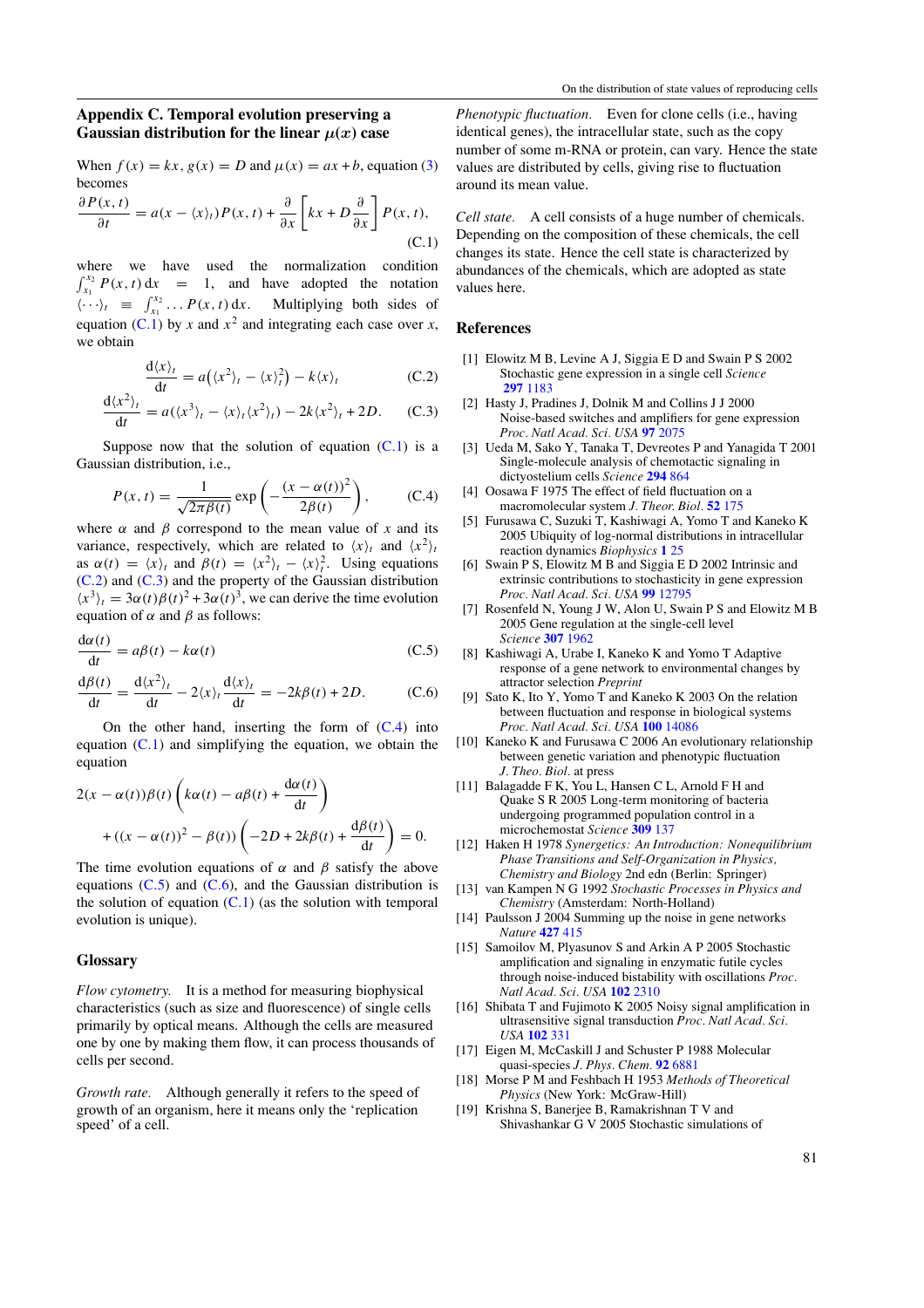## Appendix C. Temporal evolution preserving a Gaussian distribution for the linear $\mu(x)$ case

When $f(x) = kx$, $g(x) = D$ and $\mu(x) = ax + b$, equation (3) becomes

$$\frac{\partial P(x,t)}{\partial t} = a(x - \langle x \rangle_t)P(x,t) + \frac{\partial}{\partial x}\left[kx + D\frac{\partial}{\partial x}\right]P(x,t), \tag{C.1}$$

where we have used the normalization condition $\int_{x_1}^{x_2} P(x,t)\,\mathrm{d}x = 1$, and have adopted the notation $\langle \cdots \rangle_t \equiv \int_{x_1}^{x_2} \ldots P(x,t)\,\mathrm{d}x$. Multiplying both sides of equation (C.1) by $x$ and $x^2$ and integrating each case over $x$, we obtain

$$\frac{\mathrm{d}\langle x \rangle_t}{\mathrm{d}t} = a\left(\langle x^2 \rangle_t - \langle x \rangle_t^2\right) - k\langle x \rangle_t \tag{C.2}$$

$$\frac{\mathrm{d}\langle x^2 \rangle_t}{\mathrm{d}t} = a(\langle x^3 \rangle_t - \langle x \rangle_t \langle x^2 \rangle_t) - 2k\langle x^2 \rangle_t + 2D. \tag{C.3}$$

Suppose now that the solution of equation (C.1) is a Gaussian distribution, i.e.,

$$P(x,t) = \frac{1}{\sqrt{2\pi\beta(t)}} \exp\left(-\frac{(x - \alpha(t))^2}{2\beta(t)}\right), \tag{C.4}$$

where $\alpha$ and $\beta$ correspond to the mean value of $x$ and its variance, respectively, which are related to $\langle x \rangle_t$ and $\langle x^2 \rangle_t$ as $\alpha(t) = \langle x \rangle_t$ and $\beta(t) = \langle x^2 \rangle_t - \langle x \rangle_t^2$. Using equations (C.2) and (C.3) and the property of the Gaussian distribution $\langle x^3 \rangle_t = 3\alpha(t)\beta(t)^2 + 3\alpha(t)^3$, we can derive the time evolution equation of $\alpha$ and $\beta$ as follows:

$$\frac{\mathrm{d}\alpha(t)}{\mathrm{d}t} = a\beta(t) - k\alpha(t) \tag{C.5}$$

$$\frac{\mathrm{d}\beta(t)}{\mathrm{d}t} = \frac{\mathrm{d}\langle x^2 \rangle_t}{\mathrm{d}t} - 2\langle x \rangle_t \frac{\mathrm{d}\langle x \rangle_t}{\mathrm{d}t} = -2k\beta(t) + 2D. \tag{C.6}$$

On the other hand, inserting the form of (C.4) into equation (C.1) and simplifying the equation, we obtain the equation

$$2(x - \alpha(t))\beta(t)\left(k\alpha(t) - a\beta(t) + \frac{\mathrm{d}\alpha(t)}{\mathrm{d}t}\right) + ((x - \alpha(t))^2 - \beta(t))\left(-2D + 2k\beta(t) + \frac{\mathrm{d}\beta(t)}{\mathrm{d}t}\right) = 0.$$

The time evolution equations of $\alpha$ and $\beta$ satisfy the above equations (C.5) and (C.6), and the Gaussian distribution is the solution of equation (C.1) (as the solution with temporal evolution is unique).

## Glossary

*Flow cytometry.* It is a method for measuring biophysical characteristics (such as size and fluorescence) of single cells primarily by optical means. Although the cells are measured one by one by making them flow, it can process thousands of cells per second.

*Growth rate.* Although generally it refers to the speed of growth of an organism, here it means only the 'replication speed' of a cell.

*Phenotypic fluctuation.* Even for clone cells (i.e., having identical genes), the intracellular state, such as the copy number of some m-RNA or protein, can vary. Hence the state values are distributed by cells, giving rise to fluctuation around its mean value.

*Cell state.* A cell consists of a huge number of chemicals. Depending on the composition of these chemicals, the cell changes its state. Hence the cell state is characterized by abundances of the chemicals, which are adopted as state values here.

## References

[1] Elowitz M B, Levine A J, Siggia E D and Swain P S 2002 Stochastic gene expression in a single cell *Science* **297** 1183

[2] Hasty J, Pradines J, Dolnik M and Collins J J 2000 Noise-based switches and amplifiers for gene expression *Proc. Natl Acad. Sci. USA* **97** 2075

[3] Ueda M, Sako Y, Tanaka T, Devreotes P and Yanagida T 2001 Single-molecule analysis of chemotactic signaling in dictyostelium cells *Science* **294** 864

[4] Oosawa F 1975 The effect of field fluctuation on a macromolecular system *J. Theor. Biol.* **52** 175

[5] Furusawa C, Suzuki T, Kashiwagi A, Yomo T and Kaneko K 2005 Ubiquity of log-normal distributions in intracellular reaction dynamics *Biophysics* **1** 25

[6] Swain P S, Elowitz M B and Siggia E D 2002 Intrinsic and extrinsic contributions to stochasticity in gene expression *Proc. Natl Acad. Sci. USA* **99** 12795

[7] Rosenfeld N, Young J W, Alon U, Swain P S and Elowitz M B 2005 Gene regulation at the single-cell level *Science* **307** 1962

[8] Kashiwagi A, Urabe I, Kaneko K and Yomo T Adaptive response of a gene network to environmental changes by attractor selection *Preprint*

[9] Sato K, Ito Y, Yomo T and Kaneko K 2003 On the relation between fluctuation and response in biological systems *Proc. Natl Acad. Sci. USA* **100** 14086

[10] Kaneko K and Furusawa C 2006 An evolutionary relationship between genetic variation and phenotypic fluctuation *J. Theo. Biol.* at press

[11] Balagadde F K, You L, Hansen C L, Arnold F H and Quake S R 2005 Long-term monitoring of bacteria undergoing programmed population control in a microchemostat *Science* **309** 137

[12] Haken H 1978 *Synergetics: An Introduction: Nonequilibrium Phase Transitions and Self-Organization in Physics, Chemistry and Biology* 2nd edn (Berlin: Springer)

[13] van Kampen N G 1992 *Stochastic Processes in Physics and Chemistry* (Amsterdam: North-Holland)

[14] Paulsson J 2004 Summing up the noise in gene networks *Nature* **427** 415

[15] Samoilov M, Plyasunov S and Arkin A P 2005 Stochastic amplification and signaling in enzymatic futile cycles through noise-induced bistability with oscillations *Proc. Natl Acad. Sci. USA* **102** 2310

[16] Shibata T and Fujimoto K 2005 Noisy signal amplification in ultrasensitive signal transduction *Proc. Natl Acad. Sci. USA* **102** 331

[17] Eigen M, McCaskill J and Schuster P 1988 Molecular quasi-species *J. Phys. Chem.* **92** 6881

[18] Morse P M and Feshbach H 1953 *Methods of Theoretical Physics* (New York: McGraw-Hill)

[19] Krishna S, Banerjee B, Ramakrishnan T V and Shivashankar G V 2005 Stochastic simulations of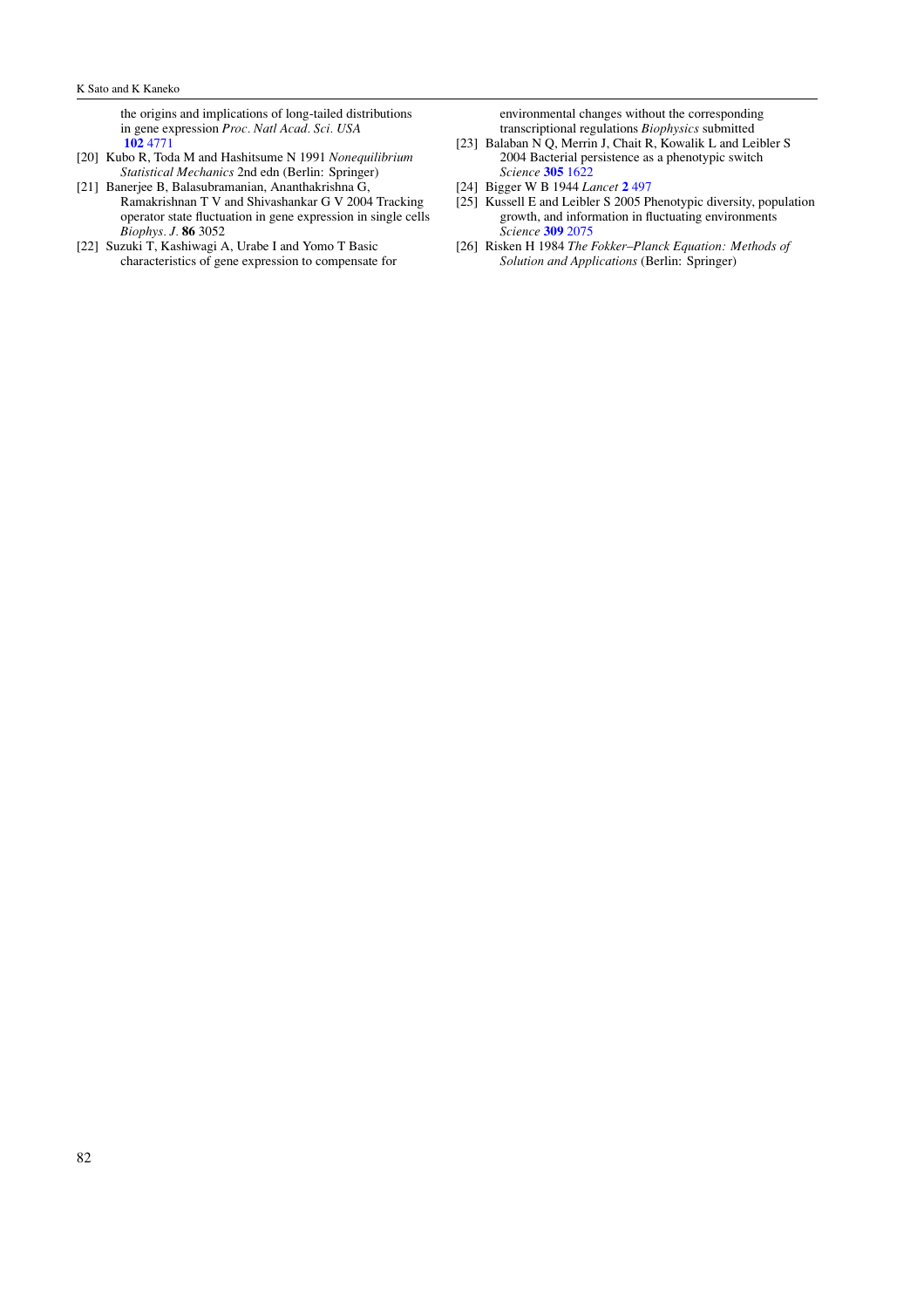the origins and implications of long-tailed distributions in gene expression *Proc. Natl Acad. Sci. USA* **102** 4771

[20] Kubo R, Toda M and Hashitsume N 1991 *Nonequilibrium Statistical Mechanics* 2nd edn (Berlin: Springer)

[21] Banerjee B, Balasubramanian, Ananthakrishna G, Ramakrishnan T V and Shivashankar G V 2004 Tracking operator state fluctuation in gene expression in single cells *Biophys. J.* **86** 3052

[22] Suzuki T, Kashiwagi A, Urabe I and Yomo T Basic characteristics of gene expression to compensate for environmental changes without the corresponding transcriptional regulations *Biophysics* submitted

[23] Balaban N Q, Merrin J, Chait R, Kowalik L and Leibler S 2004 Bacterial persistence as a phenotypic switch *Science* **305** 1622

[24] Bigger W B 1944 *Lancet* **2** 497

[25] Kussell E and Leibler S 2005 Phenotypic diversity, population growth, and information in fluctuating environments *Science* **309** 2075

[26] Risken H 1984 *The Fokker–Planck Equation: Methods of Solution and Applications* (Berlin: Springer)